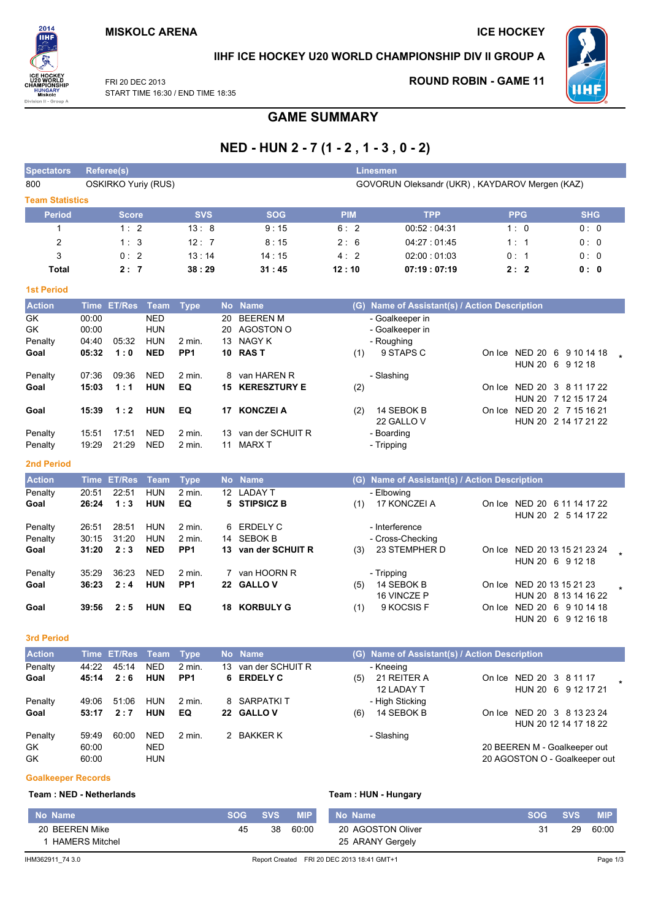**MISKOLC ARENA** — **ICE HOCKEY**

**IIHF ICE HOCKEY U20 WORLD CHAMPIONSHIP DIV II GROUP A**

FRI 20 DEC 2013
START TIME 16:30 / END TIME 18:35

**ROUND ROBIN - GAME 11**

# GAME SUMMARY

## NED - HUN 2 - 7 (1 - 2 , 1 - 3 , 0 - 2)

| Spectators | Referee(s) | Linesmen |
|---|---|---|
| 800 | OSKIRKO Yuriy (RUS) | GOVORUN Oleksandr (UKR) , KAYDAROV Mergen (KAZ) |

### Team Statistics

| Period | Score | SVS | SOG | PIM | TPP | PPG | SHG |
|---|---|---|---|---|---|---|---|
| 1 | 1 : 2 | 13 : 8 | 9 : 15 | 6 : 2 | 00:52 : 04:31 | 1 : 0 | 0 : 0 |
| 2 | 1 : 3 | 12 : 7 | 8 : 15 | 2 : 6 | 04:27 : 01:45 | 1 : 1 | 0 : 0 |
| 3 | 0 : 2 | 13 : 14 | 14 : 15 | 4 : 2 | 02:00 : 01:03 | 0 : 1 | 0 : 0 |
| **Total** | **2 : 7** | **38 : 29** | **31 : 45** | **12 : 10** | **07:19 : 07:19** | **2 : 2** | **0 : 0** |

### 1st Period

| Action | Time | ET/Res | Team | Type | No | Name | (G) | Name of Assistant(s) / Action Description | On Ice | |
|---|---|---|---|---|---|---|---|---|---|---|
| GK | 00:00 | | NED | | 20 | BEEREN M | | - Goalkeeper in | | |
| GK | 00:00 | | HUN | | 20 | AGOSTON O | | - Goalkeeper in | | |
| Penalty | 04:40 | 05:32 | HUN | 2 min. | 13 | NAGY K | | - Roughing | | |
| **Goal** | **05:32** | **1 : 0** | **NED** | **PP1** | **10** | **RAS T** | (1) | 9 STAPS C | NED 20 6 9 10 14 18 / HUN 20 6 9 12 18 | * |
| Penalty | 07:36 | 09:36 | NED | 2 min. | 8 | van HAREN R | | - Slashing | | |
| **Goal** | **15:03** | **1 : 1** | **HUN** | **EQ** | **15** | **KERESZTURY E** | (2) | | NED 20 3 8 11 17 22 / HUN 20 7 12 15 17 24 | |
| **Goal** | **15:39** | **1 : 2** | **HUN** | **EQ** | **17** | **KONCZEI A** | (2) | 14 SEBOK B, 22 GALLO V | NED 20 2 7 15 16 21 / HUN 20 2 14 17 21 22 | |
| Penalty | 15:51 | 17:51 | NED | 2 min. | 13 | van der SCHUIT R | | - Boarding | | |
| Penalty | 19:29 | 21:29 | NED | 2 min. | 11 | MARX T | | - Tripping | | |

### 2nd Period

| Action | Time | ET/Res | Team | Type | No | Name | (G) | Name of Assistant(s) / Action Description | On Ice | |
|---|---|---|---|---|---|---|---|---|---|---|
| Penalty | 20:51 | 22:51 | HUN | 2 min. | 12 | LADAY T | | - Elbowing | | |
| **Goal** | **26:24** | **1 : 3** | **HUN** | **EQ** | **5** | **STIPSICZ B** | (1) | 17 KONCZEI A | NED 20 6 11 14 17 22 / HUN 20 2 5 14 17 22 | |
| Penalty | 26:51 | 28:51 | HUN | 2 min. | 6 | ERDELY C | | - Interference | | |
| Penalty | 30:15 | 31:20 | HUN | 2 min. | 14 | SEBOK B | | - Cross-Checking | | |
| **Goal** | **31:20** | **2 : 3** | **NED** | **PP1** | **13** | **van der SCHUIT R** | (3) | 23 STEMPHER D | NED 20 13 15 21 23 24 / HUN 20 6 9 12 18 | * |
| Penalty | 35:29 | 36:23 | NED | 2 min. | 7 | van HOORN R | | - Tripping | | |
| **Goal** | **36:23** | **2 : 4** | **HUN** | **PP1** | **22** | **GALLO V** | (5) | 14 SEBOK B, 16 VINCZE P | NED 20 13 15 21 23 / HUN 20 8 13 14 16 22 | * |
| **Goal** | **39:56** | **2 : 5** | **HUN** | **EQ** | **18** | **KORBULY G** | (1) | 9 KOCSIS F | NED 20 6 9 10 14 18 / HUN 20 6 9 12 16 18 | |

### 3rd Period

| Action | Time | ET/Res | Team | Type | No | Name | (G) | Name of Assistant(s) / Action Description | On Ice | |
|---|---|---|---|---|---|---|---|---|---|---|
| Penalty | 44:22 | 45:14 | NED | 2 min. | 13 | van der SCHUIT R | | - Kneeing | | |
| **Goal** | **45:14** | **2 : 6** | **HUN** | **PP1** | **6** | **ERDELY C** | (5) | 21 REITER A, 12 LADAY T | NED 20 3 8 11 17 / HUN 20 6 9 12 17 21 | * |
| Penalty | 49:06 | 51:06 | HUN | 2 min. | 8 | SARPATKI T | | - High Sticking | | |
| **Goal** | **53:17** | **2 : 7** | **HUN** | **EQ** | **22** | **GALLO V** | (6) | 14 SEBOK B | NED 20 3 8 13 23 24 / HUN 20 12 14 17 18 22 | |
| Penalty | 59:49 | 60:00 | NED | 2 min. | 2 | BAKKER K | | - Slashing | | |
| GK | 60:00 | | NED | | | | | | 20 BEEREN M - Goalkeeper out | |
| GK | 60:00 | | HUN | | | | | | 20 AGOSTON O - Goalkeeper out | |

### Goalkeeper Records

**Team : NED - Netherlands**

| No Name | SOG | SVS | MIP |
|---|---|---|---|
| 20 BEEREN Mike | 45 | 38 | 60:00 |
| 1 HAMERS Mitchel | | | |

**Team : HUN - Hungary**

| No Name | SOG | SVS | MIP |
|---|---|---|---|
| 20 AGOSTON Oliver | 31 | 29 | 60:00 |
| 25 ARANY Gergely | | | |

IHM362911_74 3.0 — Report Created FRI 20 DEC 2013 18:41 GMT+1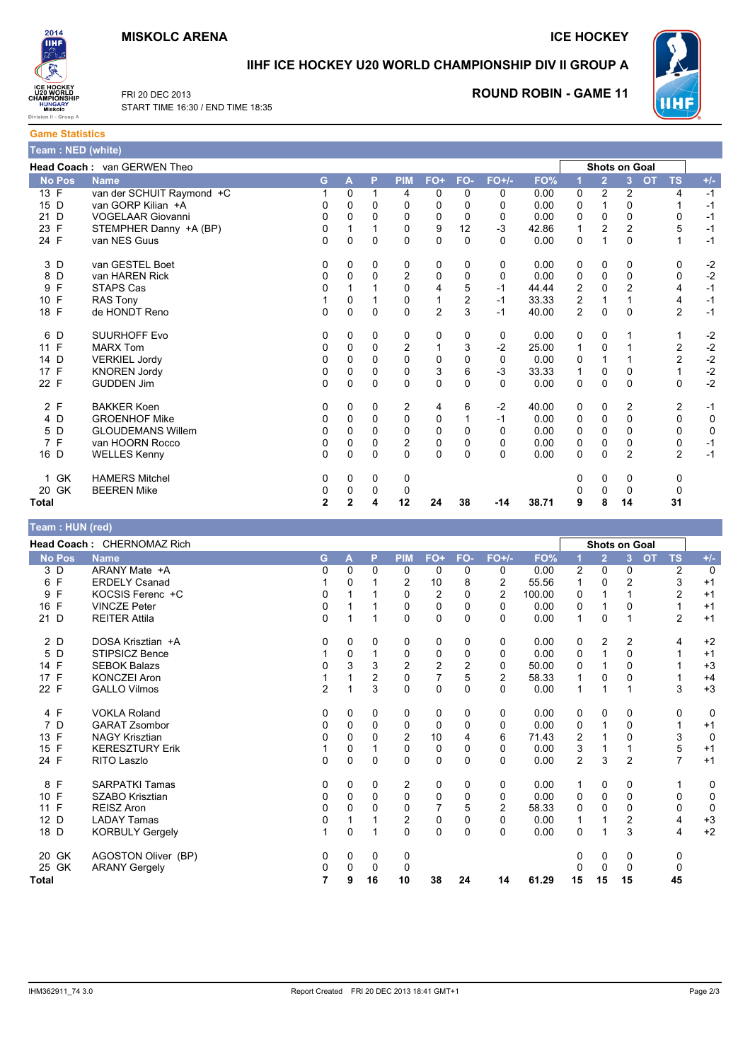**MISKOLC ARENA** | **ICE HOCKEY**

## IIHF ICE HOCKEY U20 WORLD CHAMPIONSHIP DIV II GROUP A

FRI 20 DEC 2013
START TIME 16:30 / END TIME 18:35

**ROUND ROBIN - GAME 11**

### Game Statistics

**Team : NED (white)**

**Head Coach :** van GERWEN Theo

| No | Pos | Name | G | A | P | PIM | FO+ | FO- | FO+/- | FO% | SOG 1 | SOG 2 | SOG 3 | SOG OT | TS | +/- |
|---|---|---|---|---|---|---|---|---|---|---|---|---|---|---|---|---|
| 13 | F | van der SCHUIT Raymond +C | 1 | 0 | 1 | 4 | 0 | 0 | 0 | 0.00 | 0 | 2 | 2 | | 4 | -1 |
| 15 | D | van GORP Kilian +A | 0 | 0 | 0 | 0 | 0 | 0 | 0 | 0.00 | 0 | 1 | 0 | | 1 | -1 |
| 21 | D | VOGELAAR Giovanni | 0 | 0 | 0 | 0 | 0 | 0 | 0 | 0.00 | 0 | 0 | 0 | | 0 | -1 |
| 23 | F | STEMPHER Danny +A (BP) | 0 | 1 | 1 | 0 | 9 | 12 | -3 | 42.86 | 1 | 2 | 2 | | 5 | -1 |
| 24 | F | van NES Guus | 0 | 0 | 0 | 0 | 0 | 0 | 0 | 0.00 | 0 | 1 | 0 | | 1 | -1 |
| 3 | D | van GESTEL Boet | 0 | 0 | 0 | 0 | 0 | 0 | 0 | 0.00 | 0 | 0 | 0 | | 0 | -2 |
| 8 | D | van HAREN Rick | 0 | 0 | 0 | 2 | 0 | 0 | 0 | 0.00 | 0 | 0 | 0 | | 0 | -2 |
| 9 | F | STAPS Cas | 0 | 1 | 1 | 0 | 4 | 5 | -1 | 44.44 | 2 | 0 | 2 | | 4 | -1 |
| 10 | F | RAS Tony | 1 | 0 | 1 | 0 | 1 | 2 | -1 | 33.33 | 2 | 1 | 1 | | 4 | -1 |
| 18 | F | de HONDT Reno | 0 | 0 | 0 | 0 | 2 | 3 | -1 | 40.00 | 2 | 0 | 0 | | 2 | -1 |
| 6 | D | SUURHOFF Evo | 0 | 0 | 0 | 0 | 0 | 0 | 0 | 0.00 | 0 | 0 | 1 | | 1 | -2 |
| 11 | F | MARX Tom | 0 | 0 | 0 | 2 | 1 | 3 | -2 | 25.00 | 1 | 0 | 1 | | 2 | -2 |
| 14 | D | VERKIEL Jordy | 0 | 0 | 0 | 0 | 0 | 0 | 0 | 0.00 | 0 | 1 | 1 | | 2 | -2 |
| 17 | F | KNOREN Jordy | 0 | 0 | 0 | 0 | 3 | 6 | -3 | 33.33 | 1 | 0 | 0 | | 1 | -2 |
| 22 | F | GUDDEN Jim | 0 | 0 | 0 | 0 | 0 | 0 | 0 | 0.00 | 0 | 0 | 0 | | 0 | -2 |
| 2 | F | BAKKER Koen | 0 | 0 | 0 | 2 | 4 | 6 | -2 | 40.00 | 0 | 0 | 2 | | 2 | -1 |
| 4 | D | GROENHOF Mike | 0 | 0 | 0 | 0 | 0 | 1 | -1 | 0.00 | 0 | 0 | 0 | | 0 | 0 |
| 5 | D | GLOUDEMANS Willem | 0 | 0 | 0 | 0 | 0 | 0 | 0 | 0.00 | 0 | 0 | 0 | | 0 | 0 |
| 7 | F | van HOORN Rocco | 0 | 0 | 0 | 2 | 0 | 0 | 0 | 0.00 | 0 | 0 | 0 | | 0 | -1 |
| 16 | D | WELLES Kenny | 0 | 0 | 0 | 0 | 0 | 0 | 0 | 0.00 | 0 | 0 | 2 | | 2 | -1 |
| 1 | GK | HAMERS Mitchel | 0 | 0 | 0 | 0 | | | | | 0 | 0 | 0 | | 0 | |
| 20 | GK | BEEREN Mike | 0 | 0 | 0 | 0 | | | | | 0 | 0 | 0 | | 0 | |
| **Total** | | | **2** | **2** | **4** | **12** | **24** | **38** | **-14** | **38.71** | **9** | **8** | **14** | | **31** | |

**Team : HUN (red)**

**Head Coach :** CHERNOMAZ Rich

| No | Pos | Name | G | A | P | PIM | FO+ | FO- | FO+/- | FO% | SOG 1 | SOG 2 | SOG 3 | SOG OT | TS | +/- |
|---|---|---|---|---|---|---|---|---|---|---|---|---|---|---|---|---|
| 3 | D | ARANY Mate +A | 0 | 0 | 0 | 0 | 0 | 0 | 0 | 0.00 | 2 | 0 | 0 | | 2 | 0 |
| 6 | F | ERDELY Csanad | 1 | 0 | 1 | 2 | 10 | 8 | 2 | 55.56 | 1 | 0 | 2 | | 3 | +1 |
| 9 | F | KOCSIS Ferenc +C | 0 | 1 | 1 | 0 | 2 | 0 | 2 | 100.00 | 0 | 1 | 1 | | 2 | +1 |
| 16 | F | VINCZE Peter | 0 | 1 | 1 | 0 | 0 | 0 | 0 | 0.00 | 0 | 1 | 0 | | 1 | +1 |
| 21 | D | REITER Attila | 0 | 1 | 1 | 0 | 0 | 0 | 0 | 0.00 | 1 | 0 | 1 | | 2 | +1 |
| 2 | D | DOSA Krisztian +A | 0 | 0 | 0 | 0 | 0 | 0 | 0 | 0.00 | 0 | 2 | 2 | | 4 | +2 |
| 5 | D | STIPSICZ Bence | 1 | 0 | 1 | 0 | 0 | 0 | 0 | 0.00 | 0 | 1 | 0 | | 1 | +1 |
| 14 | F | SEBOK Balazs | 0 | 3 | 3 | 2 | 2 | 2 | 0 | 50.00 | 0 | 1 | 0 | | 1 | +3 |
| 17 | F | KONCZEI Aron | 1 | 1 | 2 | 0 | 7 | 5 | 2 | 58.33 | 1 | 0 | 0 | | 1 | +4 |
| 22 | F | GALLO Vilmos | 2 | 1 | 3 | 0 | 0 | 0 | 0 | 0.00 | 1 | 1 | 1 | | 3 | +3 |
| 4 | F | VOKLA Roland | 0 | 0 | 0 | 0 | 0 | 0 | 0 | 0.00 | 0 | 0 | 0 | | 0 | 0 |
| 7 | D | GARAT Zsombor | 0 | 0 | 0 | 0 | 0 | 0 | 0 | 0.00 | 0 | 1 | 0 | | 1 | +1 |
| 13 | F | NAGY Krisztian | 0 | 0 | 0 | 2 | 10 | 4 | 6 | 71.43 | 2 | 1 | 0 | | 3 | 0 |
| 15 | F | KERESZTURY Erik | 1 | 0 | 1 | 0 | 0 | 0 | 0 | 0.00 | 3 | 1 | 1 | | 5 | +1 |
| 24 | F | RITO Laszlo | 0 | 0 | 0 | 0 | 0 | 0 | 0 | 0.00 | 2 | 3 | 2 | | 7 | +1 |
| 8 | F | SARPATKI Tamas | 0 | 0 | 0 | 2 | 0 | 0 | 0 | 0.00 | 1 | 0 | 0 | | 1 | 0 |
| 10 | F | SZABO Krisztian | 0 | 0 | 0 | 0 | 0 | 0 | 0 | 0.00 | 0 | 0 | 0 | | 0 | 0 |
| 11 | F | REISZ Aron | 0 | 0 | 0 | 0 | 7 | 5 | 2 | 58.33 | 0 | 0 | 0 | | 0 | 0 |
| 12 | D | LADAY Tamas | 0 | 1 | 1 | 2 | 0 | 0 | 0 | 0.00 | 1 | 1 | 2 | | 4 | +3 |
| 18 | D | KORBULY Gergely | 1 | 0 | 1 | 0 | 0 | 0 | 0 | 0.00 | 0 | 1 | 3 | | 4 | +2 |
| 20 | GK | AGOSTON Oliver (BP) | 0 | 0 | 0 | 0 | | | | | 0 | 0 | 0 | | 0 | |
| 25 | GK | ARANY Gergely | 0 | 0 | 0 | 0 | | | | | 0 | 0 | 0 | | 0 | |
| **Total** | | | **7** | **9** | **16** | **10** | **38** | **24** | **14** | **61.29** | **15** | **15** | **15** | | **45** | |

IHM362911_74 3.0 — Report Created FRI 20 DEC 2013 18:41 GMT+1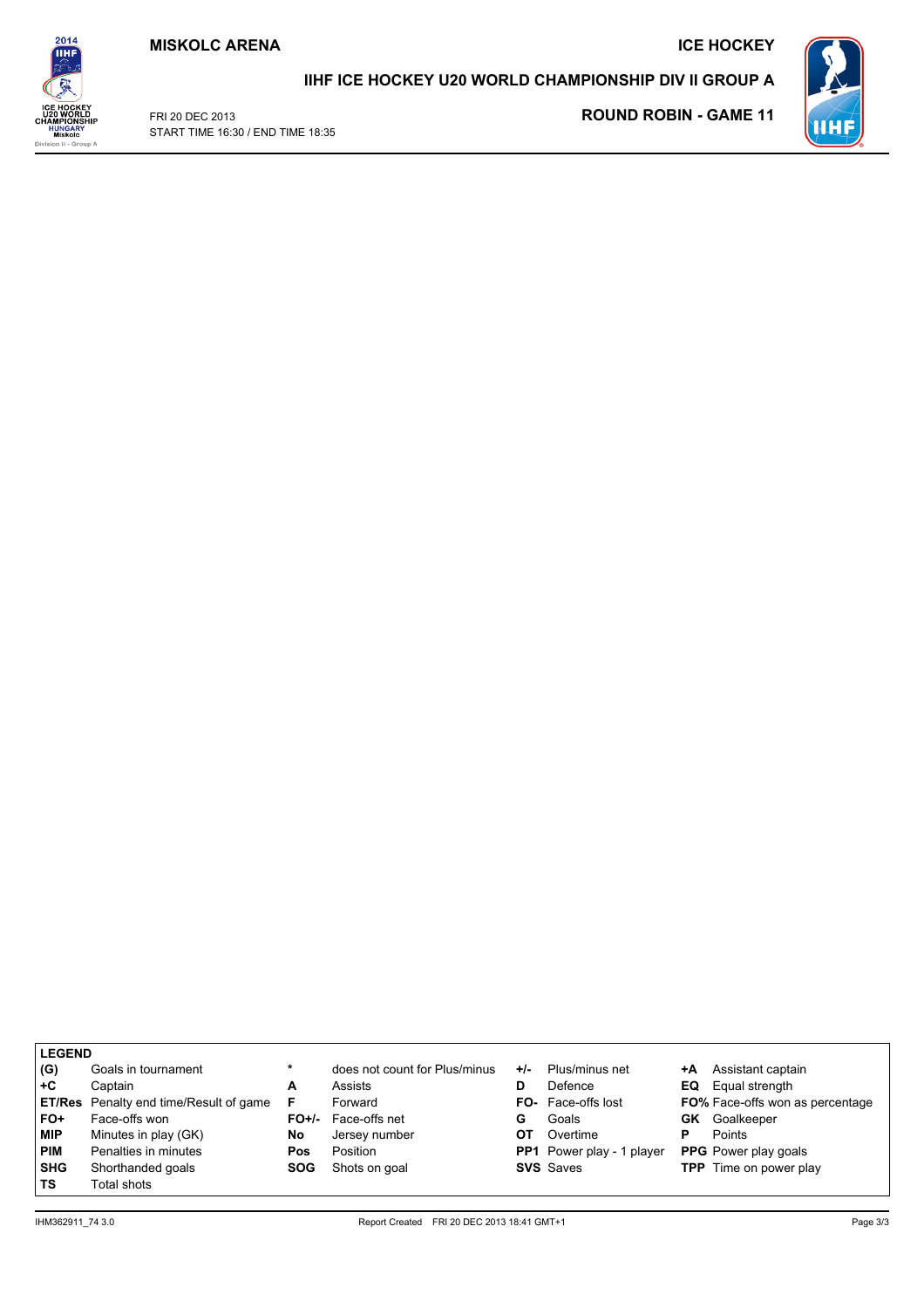## LEGEND

| | | | | | | | |
|---|---|---|---|---|---|---|---|
| **(G)** | Goals in tournament | * | does not count for Plus/minus | **+/-** | Plus/minus net | **+A** | Assistant captain |
| **+C** | Captain | **A** | Assists | **D** | Defence | **EQ** | Equal strength |
| **ET/Res** | Penalty end time/Result of game | **F** | Forward | **FO-** | Face-offs lost | **FO%** | Face-offs won as percentage |
| **FO+** | Face-offs won | **FO+/-** | Face-offs net | **G** | Goals | **GK** | Goalkeeper |
| **MIP** | Minutes in play (GK) | **No** | Jersey number | **OT** | Overtime | **P** | Points |
| **PIM** | Penalties in minutes | **Pos** | Position | **PP1** | Power play - 1 player | **PPG** | Power play goals |
| **SHG** | Shorthanded goals | **SOG** | Shots on goal | **SVS** | Saves | **TPP** | Time on power play |
| **TS** | Total shots | | | | | | |

IHM362911_74 3.0 Report Created FRI 20 DEC 2013 18:41 GMT+1